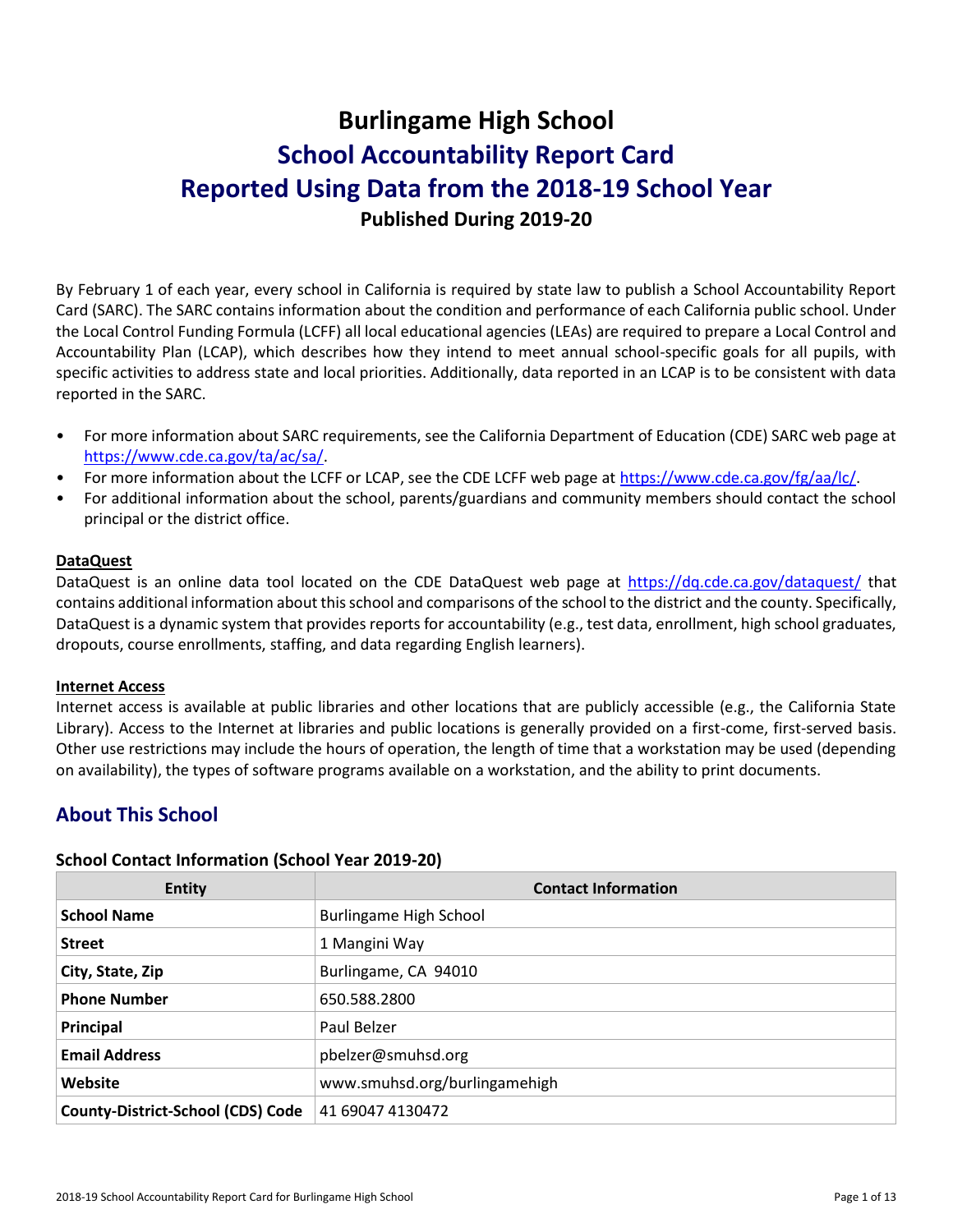# Burlingame High School

# School Accountability Report Card

# Reported Using Data from the 2018-19 School Year

**Published During 2019-20**

By February 1 of each year, every school in California is required by state law to publish a School Accountability Report Card (SARC). The SARC contains information about the condition and performance of each California public school. Under the Local Control Funding Formula (LCFF) all local educational agencies (LEAs) are required to prepare a Local Control and Accountability Plan (LCAP), which describes how they intend to meet annual school-specific goals for all pupils, with specific activities to address state and local priorities. Additionally, data reported in an LCAP is to be consistent with data reported in the SARC.

- For more information about SARC requirements, see the California Department of Education (CDE) SARC web page at https://www.cde.ca.gov/ta/ac/sa/.
- For more information about the LCFF or LCAP, see the CDE LCFF web page at https://www.cde.ca.gov/fg/aa/lc/.
- For additional information about the school, parents/guardians and community members should contact the school principal or the district office.

**DataQuest**

DataQuest is an online data tool located on the CDE DataQuest web page at https://dq.cde.ca.gov/dataquest/ that contains additional information about this school and comparisons of the school to the district and the county. Specifically, DataQuest is a dynamic system that provides reports for accountability (e.g., test data, enrollment, high school graduates, dropouts, course enrollments, staffing, and data regarding English learners).

**Internet Access**

Internet access is available at public libraries and other locations that are publicly accessible (e.g., the California State Library). Access to the Internet at libraries and public locations is generally provided on a first-come, first-served basis. Other use restrictions may include the hours of operation, the length of time that a workstation may be used (depending on availability), the types of software programs available on a workstation, and the ability to print documents.

## About This School

### School Contact Information (School Year 2019-20)

| Entity | Contact Information |
|---|---|
| **School Name** | Burlingame High School |
| **Street** | 1 Mangini Way |
| **City, State, Zip** | Burlingame, CA 94010 |
| **Phone Number** | 650.588.2800 |
| **Principal** | Paul Belzer |
| **Email Address** | pbelzer@smuhsd.org |
| **Website** | www.smuhsd.org/burlingamehigh |
| **County-District-School (CDS) Code** | 41 69047 4130472 |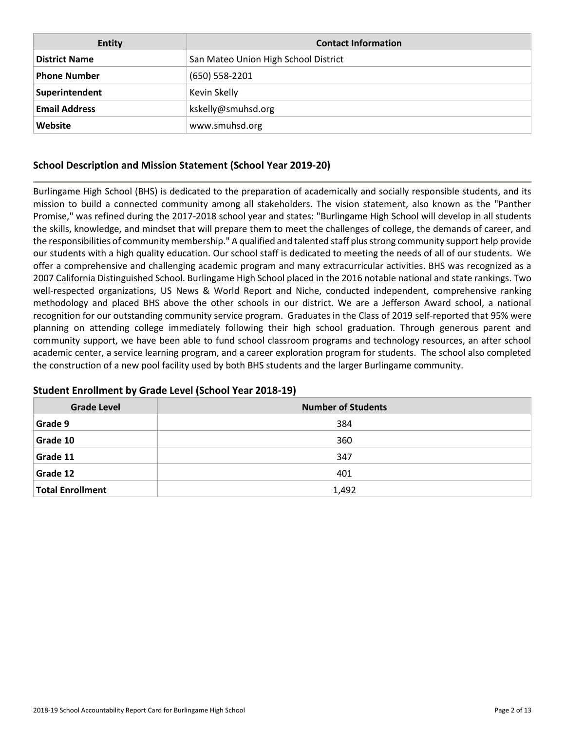| Entity | Contact Information |
| --- | --- |
| **District Name** | San Mateo Union High School District |
| **Phone Number** | (650) 558-2201 |
| **Superintendent** | Kevin Skelly |
| **Email Address** | kskelly@smuhsd.org |
| **Website** | www.smuhsd.org |

## School Description and Mission Statement (School Year 2019-20)

Burlingame High School (BHS) is dedicated to the preparation of academically and socially responsible students, and its mission to build a connected community among all stakeholders. The vision statement, also known as the "Panther Promise," was refined during the 2017-2018 school year and states: "Burlingame High School will develop in all students the skills, knowledge, and mindset that will prepare them to meet the challenges of college, the demands of career, and the responsibilities of community membership." A qualified and talented staff plus strong community support help provide our students with a high quality education. Our school staff is dedicated to meeting the needs of all of our students. We offer a comprehensive and challenging academic program and many extracurricular activities. BHS was recognized as a 2007 California Distinguished School. Burlingame High School placed in the 2016 notable national and state rankings. Two well-respected organizations, US News & World Report and Niche, conducted independent, comprehensive ranking methodology and placed BHS above the other schools in our district. We are a Jefferson Award school, a national recognition for our outstanding community service program. Graduates in the Class of 2019 self-reported that 95% were planning on attending college immediately following their high school graduation. Through generous parent and community support, we have been able to fund school classroom programs and technology resources, an after school academic center, a service learning program, and a career exploration program for students. The school also completed the construction of a new pool facility used by both BHS students and the larger Burlingame community.

### Student Enrollment by Grade Level (School Year 2018-19)

| Grade Level | Number of Students |
| --- | --- |
| **Grade 9** | 384 |
| **Grade 10** | 360 |
| **Grade 11** | 347 |
| **Grade 12** | 401 |
| **Total Enrollment** | 1,492 |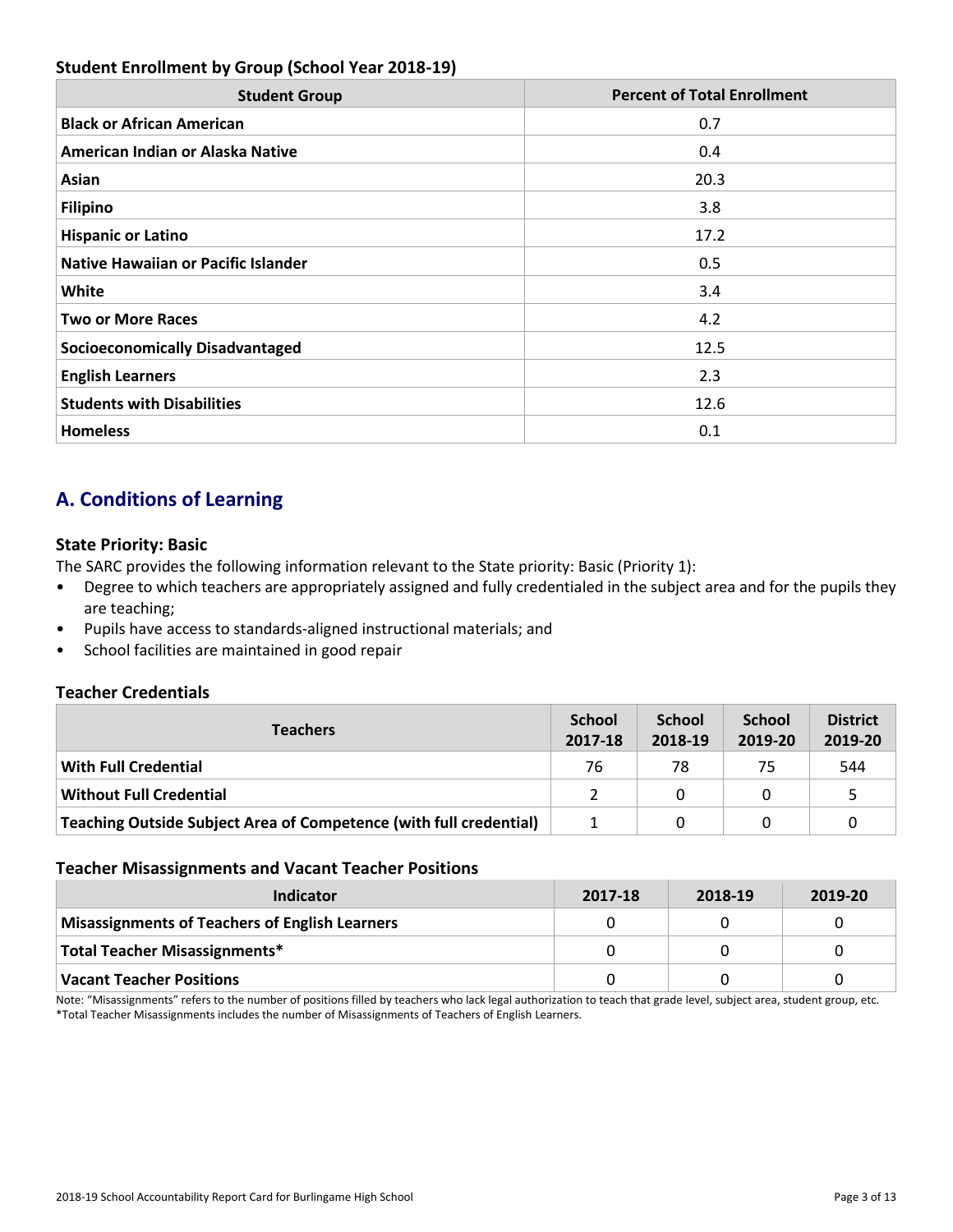### Student Enrollment by Group (School Year 2018-19)

| Student Group | Percent of Total Enrollment |
|---|---|
| **Black or African American** | 0.7 |
| **American Indian or Alaska Native** | 0.4 |
| **Asian** | 20.3 |
| **Filipino** | 3.8 |
| **Hispanic or Latino** | 17.2 |
| **Native Hawaiian or Pacific Islander** | 0.5 |
| **White** | 3.4 |
| **Two or More Races** | 4.2 |
| **Socioeconomically Disadvantaged** | 12.5 |
| **English Learners** | 2.3 |
| **Students with Disabilities** | 12.6 |
| **Homeless** | 0.1 |

## A. Conditions of Learning

### State Priority: Basic

The SARC provides the following information relevant to the State priority: Basic (Priority 1):

- Degree to which teachers are appropriately assigned and fully credentialed in the subject area and for the pupils they are teaching;
- Pupils have access to standards-aligned instructional materials; and
- School facilities are maintained in good repair

### Teacher Credentials

| Teachers | School 2017-18 | School 2018-19 | School 2019-20 | District 2019-20 |
|---|---|---|---|---|
| **With Full Credential** | 76 | 78 | 75 | 544 |
| **Without Full Credential** | 2 | 0 | 0 | 5 |
| **Teaching Outside Subject Area of Competence (with full credential)** | 1 | 0 | 0 | 0 |

### Teacher Misassignments and Vacant Teacher Positions

| Indicator | 2017-18 | 2018-19 | 2019-20 |
|---|---|---|---|
| **Misassignments of Teachers of English Learners** | 0 | 0 | 0 |
| **Total Teacher Misassignments*** | 0 | 0 | 0 |
| **Vacant Teacher Positions** | 0 | 0 | 0 |

Note: "Misassignments" refers to the number of positions filled by teachers who lack legal authorization to teach that grade level, subject area, student group, etc.

*Total Teacher Misassignments includes the number of Misassignments of Teachers of English Learners.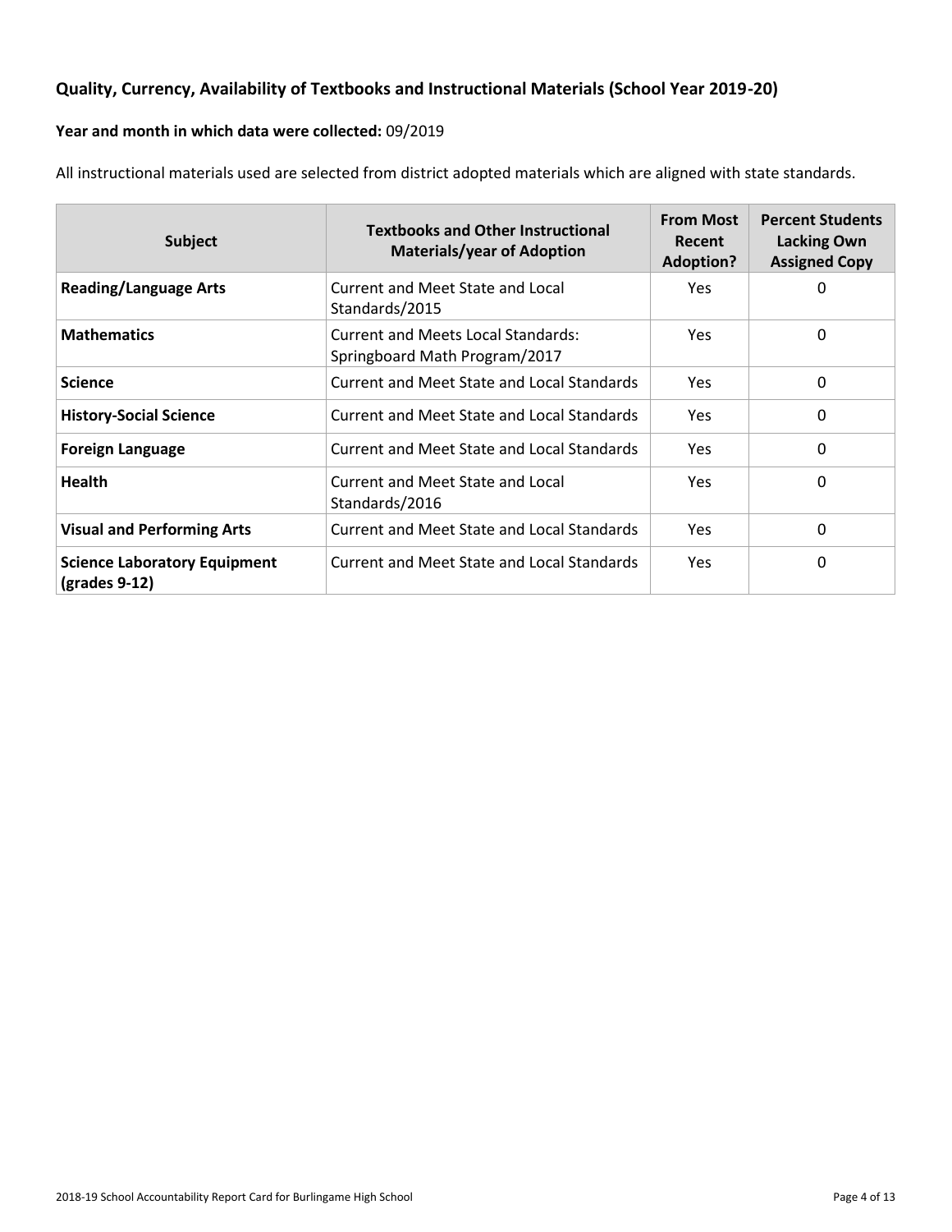## Quality, Currency, Availability of Textbooks and Instructional Materials (School Year 2019-20)

**Year and month in which data were collected:** 09/2019

All instructional materials used are selected from district adopted materials which are aligned with state standards.

| Subject | Textbooks and Other Instructional Materials/year of Adoption | From Most Recent Adoption? | Percent Students Lacking Own Assigned Copy |
|---|---|---|---|
| **Reading/Language Arts** | Current and Meet State and Local Standards/2015 | Yes | 0 |
| **Mathematics** | Current and Meets Local Standards: Springboard Math Program/2017 | Yes | 0 |
| **Science** | Current and Meet State and Local Standards | Yes | 0 |
| **History-Social Science** | Current and Meet State and Local Standards | Yes | 0 |
| **Foreign Language** | Current and Meet State and Local Standards | Yes | 0 |
| **Health** | Current and Meet State and Local Standards/2016 | Yes | 0 |
| **Visual and Performing Arts** | Current and Meet State and Local Standards | Yes | 0 |
| **Science Laboratory Equipment (grades 9-12)** | Current and Meet State and Local Standards | Yes | 0 |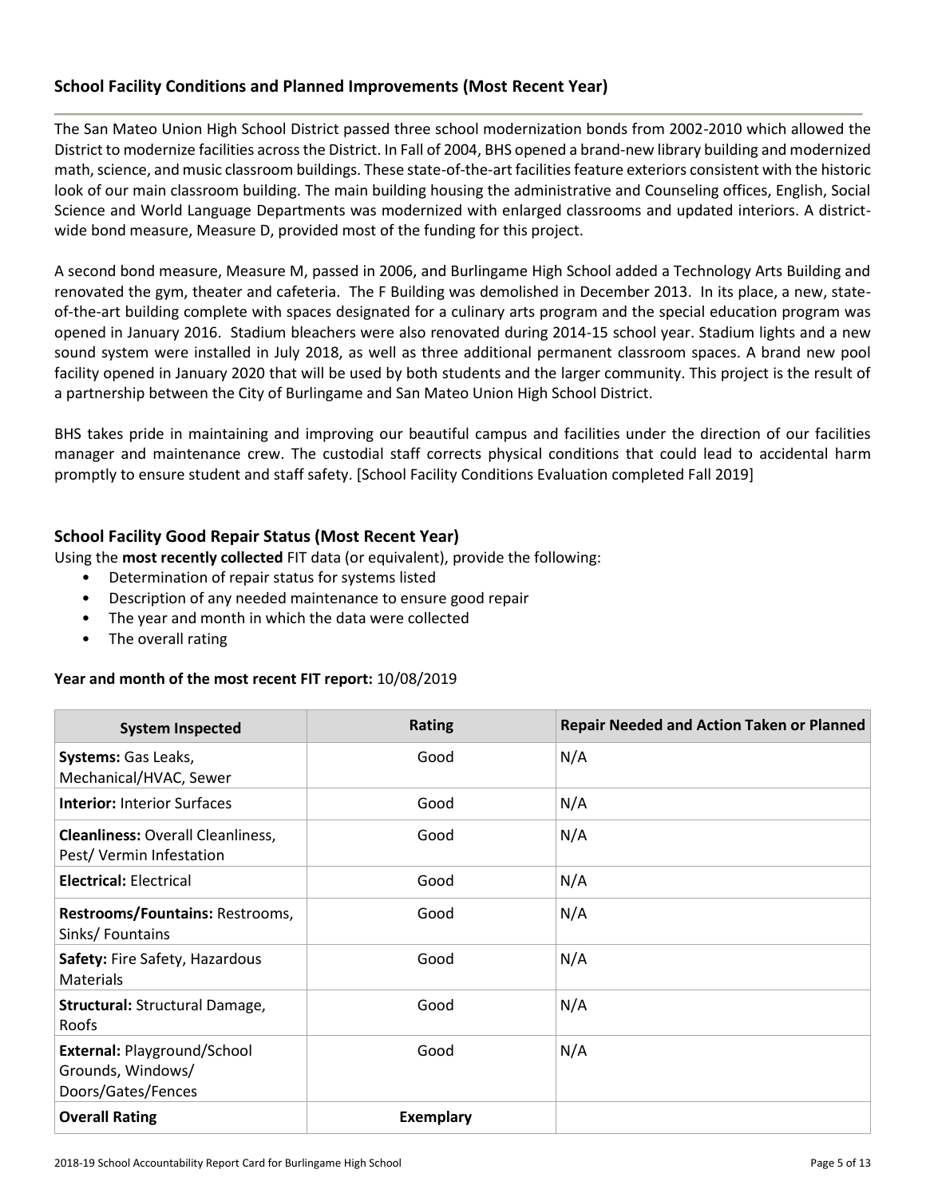## School Facility Conditions and Planned Improvements (Most Recent Year)

The San Mateo Union High School District passed three school modernization bonds from 2002-2010 which allowed the District to modernize facilities across the District. In Fall of 2004, BHS opened a brand-new library building and modernized math, science, and music classroom buildings. These state-of-the-art facilities feature exteriors consistent with the historic look of our main classroom building. The main building housing the administrative and Counseling offices, English, Social Science and World Language Departments was modernized with enlarged classrooms and updated interiors. A district-wide bond measure, Measure D, provided most of the funding for this project.

A second bond measure, Measure M, passed in 2006, and Burlingame High School added a Technology Arts Building and renovated the gym, theater and cafeteria. The F Building was demolished in December 2013. In its place, a new, state-of-the-art building complete with spaces designated for a culinary arts program and the special education program was opened in January 2016. Stadium bleachers were also renovated during 2014-15 school year. Stadium lights and a new sound system were installed in July 2018, as well as three additional permanent classroom spaces. A brand new pool facility opened in January 2020 that will be used by both students and the larger community. This project is the result of a partnership between the City of Burlingame and San Mateo Union High School District.

BHS takes pride in maintaining and improving our beautiful campus and facilities under the direction of our facilities manager and maintenance crew. The custodial staff corrects physical conditions that could lead to accidental harm promptly to ensure student and staff safety. [School Facility Conditions Evaluation completed Fall 2019]

## School Facility Good Repair Status (Most Recent Year)

Using the **most recently collected** FIT data (or equivalent), provide the following:

- Determination of repair status for systems listed
- Description of any needed maintenance to ensure good repair
- The year and month in which the data were collected
- The overall rating

**Year and month of the most recent FIT report:** 10/08/2019

| System Inspected | Rating | Repair Needed and Action Taken or Planned |
|---|---|---|
| **Systems:** Gas Leaks, Mechanical/HVAC, Sewer | Good | N/A |
| **Interior:** Interior Surfaces | Good | N/A |
| **Cleanliness:** Overall Cleanliness, Pest/ Vermin Infestation | Good | N/A |
| **Electrical:** Electrical | Good | N/A |
| **Restrooms/Fountains:** Restrooms, Sinks/ Fountains | Good | N/A |
| **Safety:** Fire Safety, Hazardous Materials | Good | N/A |
| **Structural:** Structural Damage, Roofs | Good | N/A |
| **External:** Playground/School Grounds, Windows/ Doors/Gates/Fences | Good | N/A |
| **Overall Rating** | **Exemplary** | |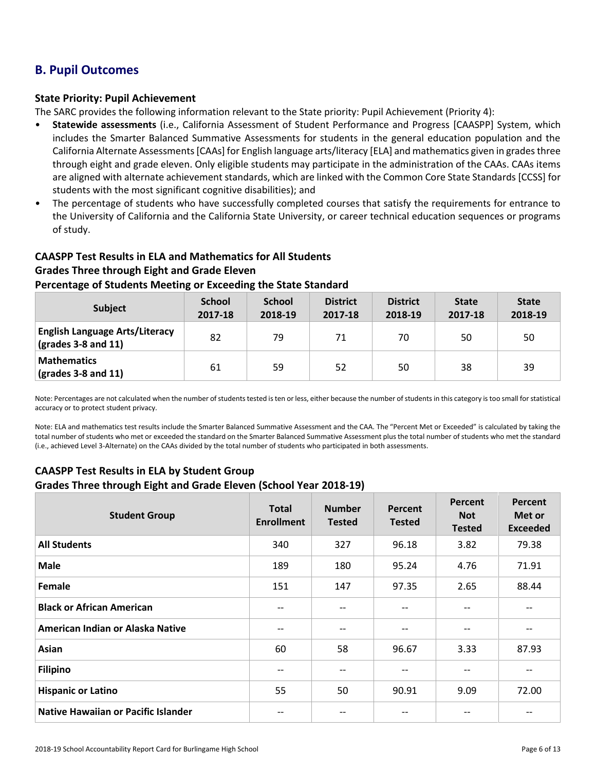## B. Pupil Outcomes

### State Priority: Pupil Achievement

The SARC provides the following information relevant to the State priority: Pupil Achievement (Priority 4):

- **Statewide assessments** (i.e., California Assessment of Student Performance and Progress [CAASPP] System, which includes the Smarter Balanced Summative Assessments for students in the general education population and the California Alternate Assessments [CAAs] for English language arts/literacy [ELA] and mathematics given in grades three through eight and grade eleven. Only eligible students may participate in the administration of the CAAs. CAAs items are aligned with alternate achievement standards, which are linked with the Common Core State Standards [CCSS] for students with the most significant cognitive disabilities); and
- The percentage of students who have successfully completed courses that satisfy the requirements for entrance to the University of California and the California State University, or career technical education sequences or programs of study.

### CAASPP Test Results in ELA and Mathematics for All Students
### Grades Three through Eight and Grade Eleven
### Percentage of Students Meeting or Exceeding the State Standard

| Subject | School 2017-18 | School 2018-19 | District 2017-18 | District 2018-19 | State 2017-18 | State 2018-19 |
|---|---|---|---|---|---|---|
| **English Language Arts/Literacy (grades 3-8 and 11)** | 82 | 79 | 71 | 70 | 50 | 50 |
| **Mathematics (grades 3-8 and 11)** | 61 | 59 | 52 | 50 | 38 | 39 |

Note: Percentages are not calculated when the number of students tested is ten or less, either because the number of students in this category is too small for statistical accuracy or to protect student privacy.

Note: ELA and mathematics test results include the Smarter Balanced Summative Assessment and the CAA. The "Percent Met or Exceeded" is calculated by taking the total number of students who met or exceeded the standard on the Smarter Balanced Summative Assessment plus the total number of students who met the standard (i.e., achieved Level 3-Alternate) on the CAAs divided by the total number of students who participated in both assessments.

### CAASPP Test Results in ELA by Student Group
### Grades Three through Eight and Grade Eleven (School Year 2018-19)

| Student Group | Total Enrollment | Number Tested | Percent Tested | Percent Not Tested | Percent Met or Exceeded |
|---|---|---|---|---|---|
| **All Students** | 340 | 327 | 96.18 | 3.82 | 79.38 |
| **Male** | 189 | 180 | 95.24 | 4.76 | 71.91 |
| **Female** | 151 | 147 | 97.35 | 2.65 | 88.44 |
| **Black or African American** | -- | -- | -- | -- | -- |
| **American Indian or Alaska Native** | -- | -- | -- | -- | -- |
| **Asian** | 60 | 58 | 96.67 | 3.33 | 87.93 |
| **Filipino** | -- | -- | -- | -- | -- |
| **Hispanic or Latino** | 55 | 50 | 90.91 | 9.09 | 72.00 |
| **Native Hawaiian or Pacific Islander** | -- | -- | -- | -- | -- |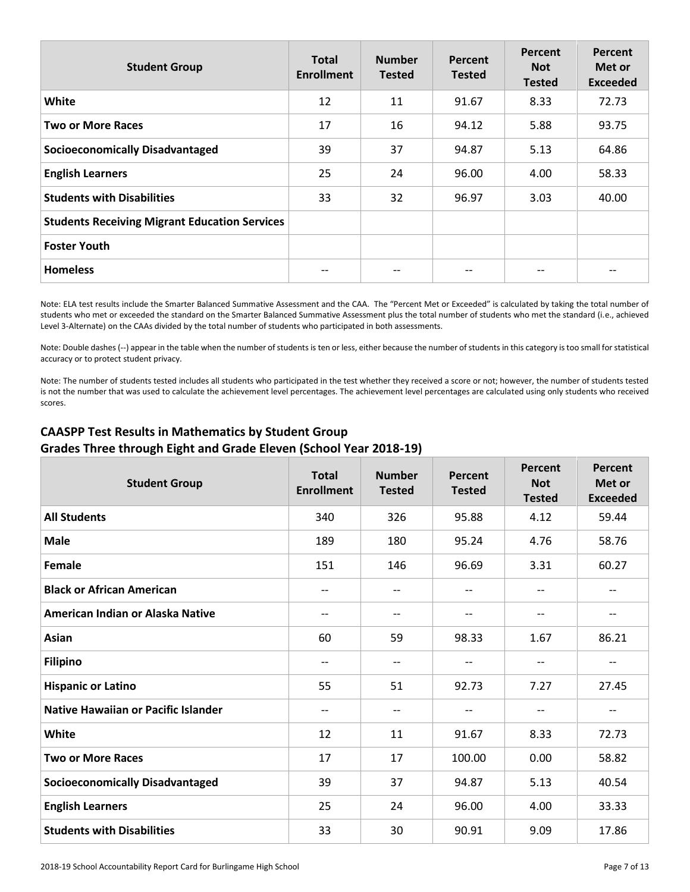| Student Group | Total Enrollment | Number Tested | Percent Tested | Percent Not Tested | Percent Met or Exceeded |
|---|---|---|---|---|---|
| **White** | 12 | 11 | 91.67 | 8.33 | 72.73 |
| **Two or More Races** | 17 | 16 | 94.12 | 5.88 | 93.75 |
| **Socioeconomically Disadvantaged** | 39 | 37 | 94.87 | 5.13 | 64.86 |
| **English Learners** | 25 | 24 | 96.00 | 4.00 | 58.33 |
| **Students with Disabilities** | 33 | 32 | 96.97 | 3.03 | 40.00 |
| **Students Receiving Migrant Education Services** | | | | | |
| **Foster Youth** | | | | | |
| **Homeless** | -- | -- | -- | -- | -- |

Note: ELA test results include the Smarter Balanced Summative Assessment and the CAA. The "Percent Met or Exceeded" is calculated by taking the total number of students who met or exceeded the standard on the Smarter Balanced Summative Assessment plus the total number of students who met the standard (i.e., achieved Level 3-Alternate) on the CAAs divided by the total number of students who participated in both assessments.

Note: Double dashes (--) appear in the table when the number of students is ten or less, either because the number of students in this category is too small for statistical accuracy or to protect student privacy.

Note: The number of students tested includes all students who participated in the test whether they received a score or not; however, the number of students tested is not the number that was used to calculate the achievement level percentages. The achievement level percentages are calculated using only students who received scores.

## CAASPP Test Results in Mathematics by Student Group
## Grades Three through Eight and Grade Eleven (School Year 2018-19)

| Student Group | Total Enrollment | Number Tested | Percent Tested | Percent Not Tested | Percent Met or Exceeded |
|---|---|---|---|---|---|
| **All Students** | 340 | 326 | 95.88 | 4.12 | 59.44 |
| **Male** | 189 | 180 | 95.24 | 4.76 | 58.76 |
| **Female** | 151 | 146 | 96.69 | 3.31 | 60.27 |
| **Black or African American** | -- | -- | -- | -- | -- |
| **American Indian or Alaska Native** | -- | -- | -- | -- | -- |
| **Asian** | 60 | 59 | 98.33 | 1.67 | 86.21 |
| **Filipino** | -- | -- | -- | -- | -- |
| **Hispanic or Latino** | 55 | 51 | 92.73 | 7.27 | 27.45 |
| **Native Hawaiian or Pacific Islander** | -- | -- | -- | -- | -- |
| **White** | 12 | 11 | 91.67 | 8.33 | 72.73 |
| **Two or More Races** | 17 | 17 | 100.00 | 0.00 | 58.82 |
| **Socioeconomically Disadvantaged** | 39 | 37 | 94.87 | 5.13 | 40.54 |
| **English Learners** | 25 | 24 | 96.00 | 4.00 | 33.33 |
| **Students with Disabilities** | 33 | 30 | 90.91 | 9.09 | 17.86 |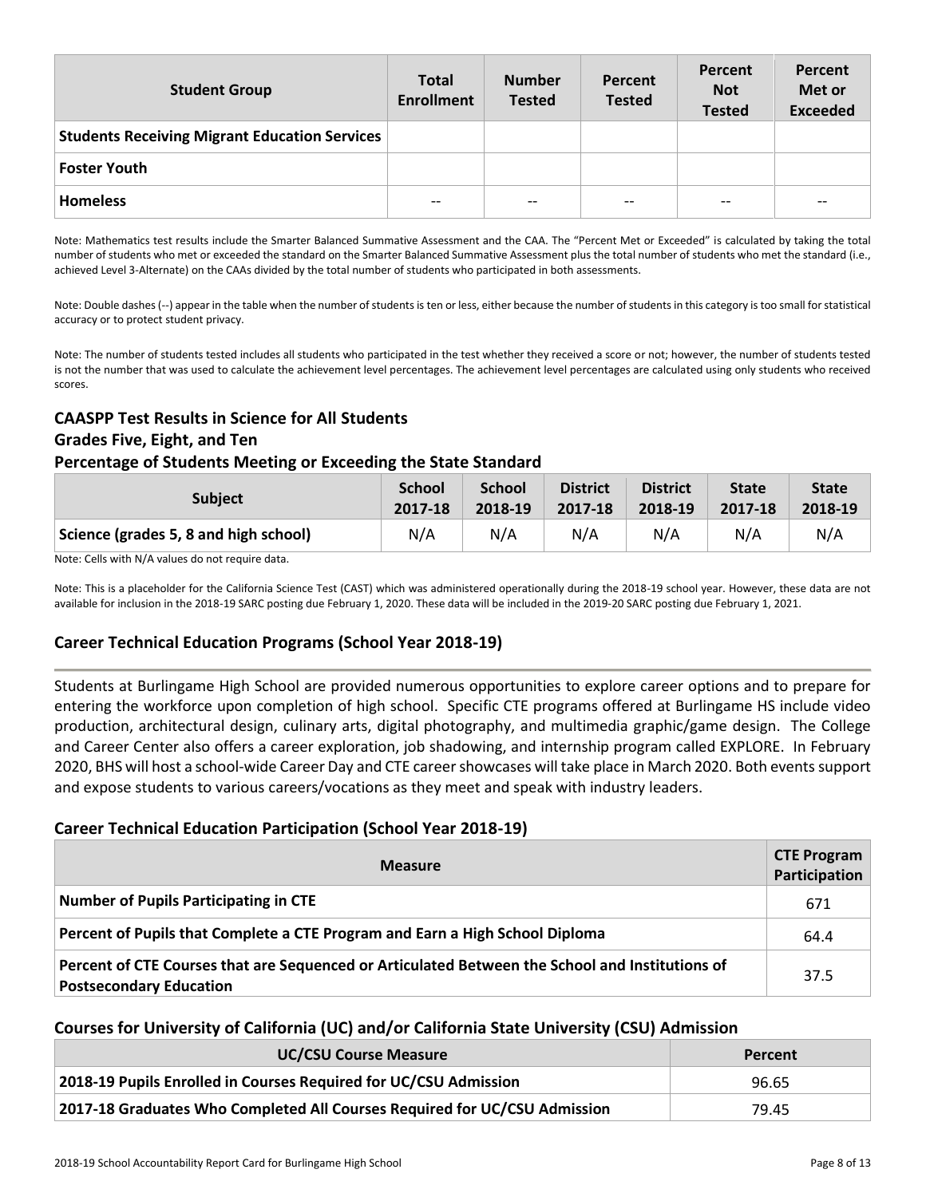| Student Group | Total Enrollment | Number Tested | Percent Tested | Percent Not Tested | Percent Met or Exceeded |
|---|---|---|---|---|---|
| **Students Receiving Migrant Education Services** | | | | | |
| **Foster Youth** | | | | | |
| **Homeless** | -- | -- | -- | -- | -- |

Note: Mathematics test results include the Smarter Balanced Summative Assessment and the CAA. The "Percent Met or Exceeded" is calculated by taking the total number of students who met or exceeded the standard on the Smarter Balanced Summative Assessment plus the total number of students who met the standard (i.e., achieved Level 3-Alternate) on the CAAs divided by the total number of students who participated in both assessments.

Note: Double dashes (--) appear in the table when the number of students is ten or less, either because the number of students in this category is too small for statistical accuracy or to protect student privacy.

Note: The number of students tested includes all students who participated in the test whether they received a score or not; however, the number of students tested is not the number that was used to calculate the achievement level percentages. The achievement level percentages are calculated using only students who received scores.

### CAASPP Test Results in Science for All Students
### Grades Five, Eight, and Ten
### Percentage of Students Meeting or Exceeding the State Standard

| Subject | School 2017-18 | School 2018-19 | District 2017-18 | District 2018-19 | State 2017-18 | State 2018-19 |
|---|---|---|---|---|---|---|
| **Science (grades 5, 8 and high school)** | N/A | N/A | N/A | N/A | N/A | N/A |

Note: Cells with N/A values do not require data.

Note: This is a placeholder for the California Science Test (CAST) which was administered operationally during the 2018-19 school year. However, these data are not available for inclusion in the 2018-19 SARC posting due February 1, 2020. These data will be included in the 2019-20 SARC posting due February 1, 2021.

## Career Technical Education Programs (School Year 2018-19)

Students at Burlingame High School are provided numerous opportunities to explore career options and to prepare for entering the workforce upon completion of high school. Specific CTE programs offered at Burlingame HS include video production, architectural design, culinary arts, digital photography, and multimedia graphic/game design. The College and Career Center also offers a career exploration, job shadowing, and internship program called EXPLORE. In February 2020, BHS will host a school-wide Career Day and CTE career showcases will take place in March 2020. Both events support and expose students to various careers/vocations as they meet and speak with industry leaders.

### Career Technical Education Participation (School Year 2018-19)

| Measure | CTE Program Participation |
|---|---|
| **Number of Pupils Participating in CTE** | 671 |
| **Percent of Pupils that Complete a CTE Program and Earn a High School Diploma** | 64.4 |
| **Percent of CTE Courses that are Sequenced or Articulated Between the School and Institutions of Postsecondary Education** | 37.5 |

### Courses for University of California (UC) and/or California State University (CSU) Admission

| UC/CSU Course Measure | Percent |
|---|---|
| **2018-19 Pupils Enrolled in Courses Required for UC/CSU Admission** | 96.65 |
| **2017-18 Graduates Who Completed All Courses Required for UC/CSU Admission** | 79.45 |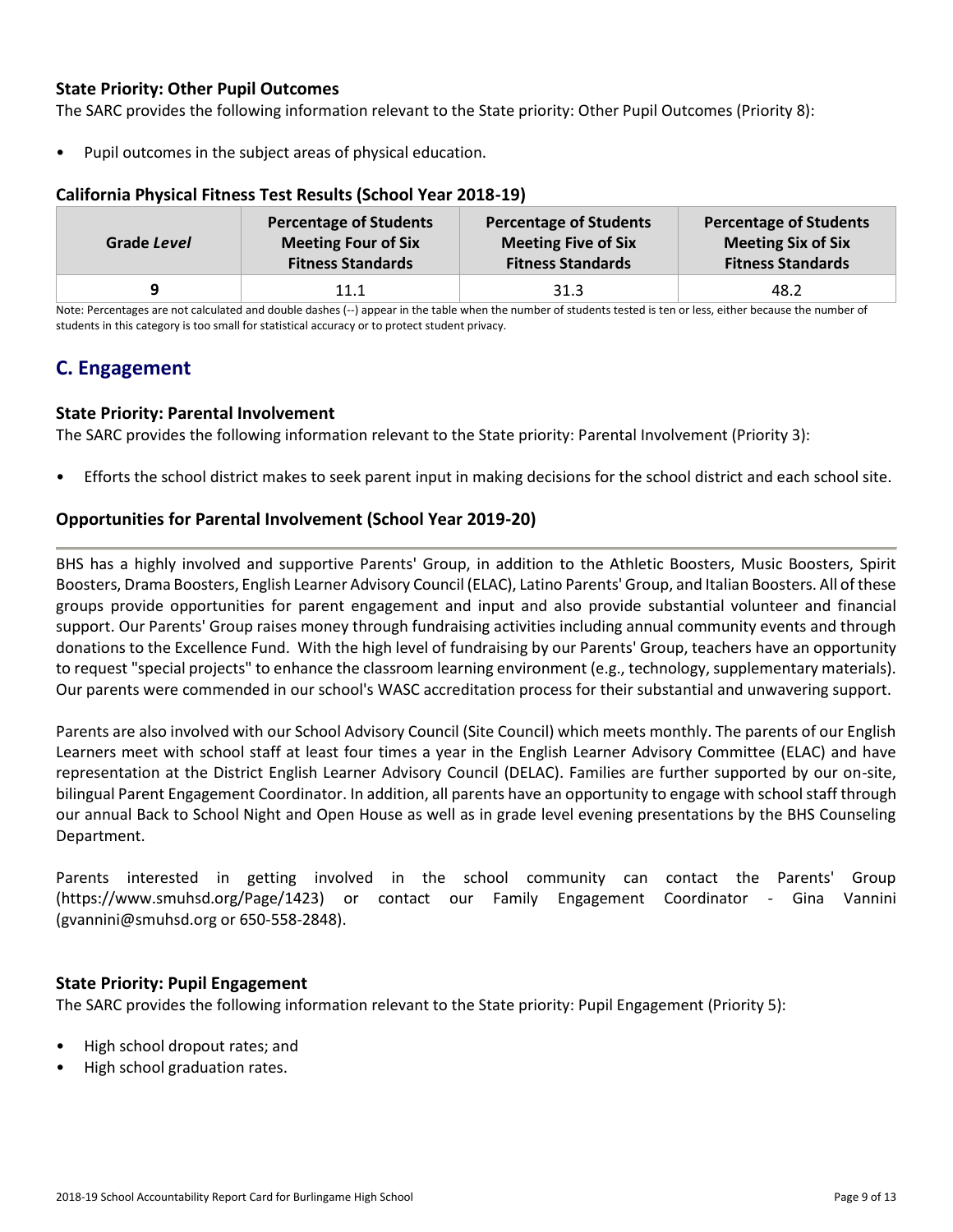### State Priority: Other Pupil Outcomes

The SARC provides the following information relevant to the State priority: Other Pupil Outcomes (Priority 8):

- Pupil outcomes in the subject areas of physical education.

### California Physical Fitness Test Results (School Year 2018-19)

| Grade *Level* | Percentage of Students Meeting Four of Six Fitness Standards | Percentage of Students Meeting Five of Six Fitness Standards | Percentage of Students Meeting Six of Six Fitness Standards |
|---|---|---|---|
| 9 | 11.1 | 31.3 | 48.2 |

Note: Percentages are not calculated and double dashes (--) appear in the table when the number of students tested is ten or less, either because the number of students in this category is too small for statistical accuracy or to protect student privacy.

## C. Engagement

### State Priority: Parental Involvement

The SARC provides the following information relevant to the State priority: Parental Involvement (Priority 3):

- Efforts the school district makes to seek parent input in making decisions for the school district and each school site.

### Opportunities for Parental Involvement (School Year 2019-20)

BHS has a highly involved and supportive Parents' Group, in addition to the Athletic Boosters, Music Boosters, Spirit Boosters, Drama Boosters, English Learner Advisory Council (ELAC), Latino Parents' Group, and Italian Boosters. All of these groups provide opportunities for parent engagement and input and also provide substantial volunteer and financial support. Our Parents' Group raises money through fundraising activities including annual community events and through donations to the Excellence Fund. With the high level of fundraising by our Parents' Group, teachers have an opportunity to request "special projects" to enhance the classroom learning environment (e.g., technology, supplementary materials). Our parents were commended in our school's WASC accreditation process for their substantial and unwavering support.

Parents are also involved with our School Advisory Council (Site Council) which meets monthly. The parents of our English Learners meet with school staff at least four times a year in the English Learner Advisory Committee (ELAC) and have representation at the District English Learner Advisory Council (DELAC). Families are further supported by our on-site, bilingual Parent Engagement Coordinator. In addition, all parents have an opportunity to engage with school staff through our annual Back to School Night and Open House as well as in grade level evening presentations by the BHS Counseling Department.

Parents interested in getting involved in the school community can contact the Parents' Group (https://www.smuhsd.org/Page/1423) or contact our Family Engagement Coordinator - Gina Vannini (gvannini@smuhsd.org or 650-558-2848).

### State Priority: Pupil Engagement

The SARC provides the following information relevant to the State priority: Pupil Engagement (Priority 5):

- High school dropout rates; and
- High school graduation rates.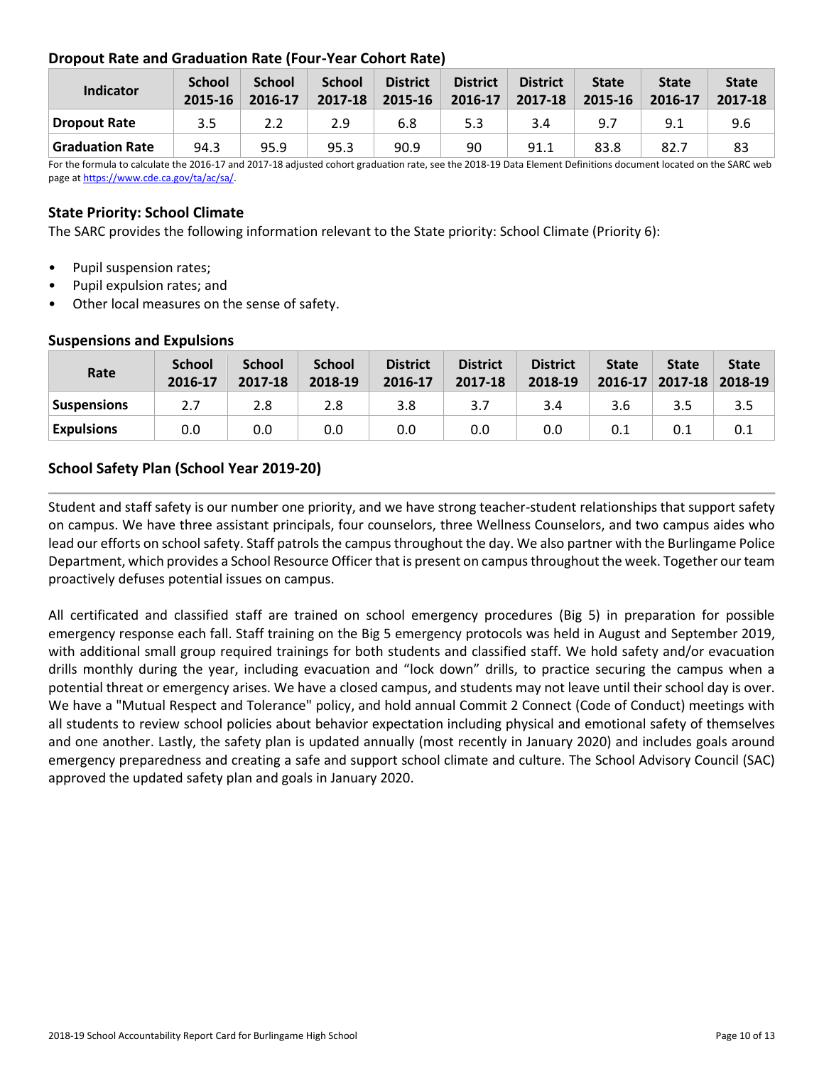### Dropout Rate and Graduation Rate (Four-Year Cohort Rate)

| Indicator | School 2015-16 | School 2016-17 | School 2017-18 | District 2015-16 | District 2016-17 | District 2017-18 | State 2015-16 | State 2016-17 | State 2017-18 |
|---|---|---|---|---|---|---|---|---|---|
| Dropout Rate | 3.5 | 2.2 | 2.9 | 6.8 | 5.3 | 3.4 | 9.7 | 9.1 | 9.6 |
| Graduation Rate | 94.3 | 95.9 | 95.3 | 90.9 | 90 | 91.1 | 83.8 | 82.7 | 83 |

For the formula to calculate the 2016-17 and 2017-18 adjusted cohort graduation rate, see the 2018-19 Data Element Definitions document located on the SARC web page at https://www.cde.ca.gov/ta/ac/sa/.

### State Priority: School Climate

The SARC provides the following information relevant to the State priority: School Climate (Priority 6):

- Pupil suspension rates;
- Pupil expulsion rates; and
- Other local measures on the sense of safety.

### Suspensions and Expulsions

| Rate | School 2016-17 | School 2017-18 | School 2018-19 | District 2016-17 | District 2017-18 | District 2018-19 | State 2016-17 | State 2017-18 | State 2018-19 |
|---|---|---|---|---|---|---|---|---|---|
| Suspensions | 2.7 | 2.8 | 2.8 | 3.8 | 3.7 | 3.4 | 3.6 | 3.5 | 3.5 |
| Expulsions | 0.0 | 0.0 | 0.0 | 0.0 | 0.0 | 0.0 | 0.1 | 0.1 | 0.1 |

### School Safety Plan (School Year 2019-20)

Student and staff safety is our number one priority, and we have strong teacher-student relationships that support safety on campus. We have three assistant principals, four counselors, three Wellness Counselors, and two campus aides who lead our efforts on school safety. Staff patrols the campus throughout the day. We also partner with the Burlingame Police Department, which provides a School Resource Officer that is present on campus throughout the week. Together our team proactively defuses potential issues on campus.

All certificated and classified staff are trained on school emergency procedures (Big 5) in preparation for possible emergency response each fall. Staff training on the Big 5 emergency protocols was held in August and September 2019, with additional small group required trainings for both students and classified staff. We hold safety and/or evacuation drills monthly during the year, including evacuation and "lock down" drills, to practice securing the campus when a potential threat or emergency arises. We have a closed campus, and students may not leave until their school day is over. We have a "Mutual Respect and Tolerance" policy, and hold annual Commit 2 Connect (Code of Conduct) meetings with all students to review school policies about behavior expectation including physical and emotional safety of themselves and one another. Lastly, the safety plan is updated annually (most recently in January 2020) and includes goals around emergency preparedness and creating a safe and support school climate and culture. The School Advisory Council (SAC) approved the updated safety plan and goals in January 2020.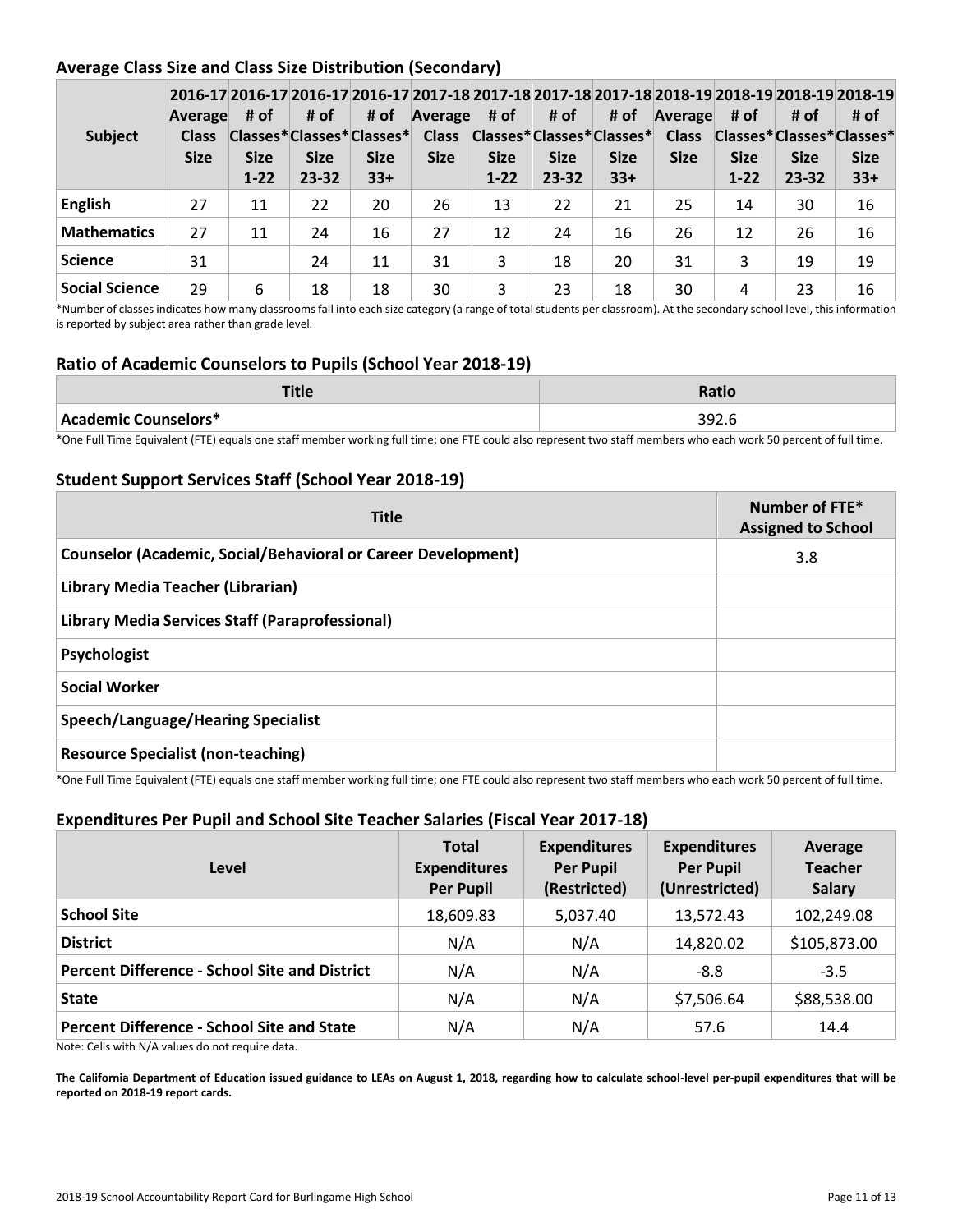## Average Class Size and Class Size Distribution (Secondary)

| Subject | 2016-17 Average Class Size | 2016-17 # of Classes* Size 1-22 | 2016-17 # of Classes* Size 23-32 | 2016-17 # of Classes* Size 33+ | 2017-18 Average Class Size | 2017-18 # of Classes* Size 1-22 | 2017-18 # of Classes* Size 23-32 | 2017-18 # of Classes* Size 33+ | 2018-19 Average Class Size | 2018-19 # of Classes* Size 1-22 | 2018-19 # of Classes* Size 23-32 | 2018-19 # of Classes* Size 33+ |
|---|---|---|---|---|---|---|---|---|---|---|---|---|
| **English** | 27 | 11 | 22 | 20 | 26 | 13 | 22 | 21 | 25 | 14 | 30 | 16 |
| **Mathematics** | 27 | 11 | 24 | 16 | 27 | 12 | 24 | 16 | 26 | 12 | 26 | 16 |
| **Science** | 31 | | 24 | 11 | 31 | 3 | 18 | 20 | 31 | 3 | 19 | 19 |
| **Social Science** | 29 | 6 | 18 | 18 | 30 | 3 | 23 | 18 | 30 | 4 | 23 | 16 |

*Number of classes indicates how many classrooms fall into each size category (a range of total students per classroom). At the secondary school level, this information is reported by subject area rather than grade level.

## Ratio of Academic Counselors to Pupils (School Year 2018-19)

| Title | Ratio |
|---|---|
| **Academic Counselors*** | 392.6 |

*One Full Time Equivalent (FTE) equals one staff member working full time; one FTE could also represent two staff members who each work 50 percent of full time.

## Student Support Services Staff (School Year 2018-19)

| Title | Number of FTE* Assigned to School |
|---|---|
| **Counselor (Academic, Social/Behavioral or Career Development)** | 3.8 |
| **Library Media Teacher (Librarian)** | |
| **Library Media Services Staff (Paraprofessional)** | |
| **Psychologist** | |
| **Social Worker** | |
| **Speech/Language/Hearing Specialist** | |
| **Resource Specialist (non-teaching)** | |

*One Full Time Equivalent (FTE) equals one staff member working full time; one FTE could also represent two staff members who each work 50 percent of full time.

## Expenditures Per Pupil and School Site Teacher Salaries (Fiscal Year 2017-18)

| Level | Total Expenditures Per Pupil | Expenditures Per Pupil (Restricted) | Expenditures Per Pupil (Unrestricted) | Average Teacher Salary |
|---|---|---|---|---|
| **School Site** | 18,609.83 | 5,037.40 | 13,572.43 | 102,249.08 |
| **District** | N/A | N/A | 14,820.02 | $105,873.00 |
| **Percent Difference - School Site and District** | N/A | N/A | -8.8 | -3.5 |
| **State** | N/A | N/A | $7,506.64 | $88,538.00 |
| **Percent Difference - School Site and State** | N/A | N/A | 57.6 | 14.4 |

Note: Cells with N/A values do not require data.

**The California Department of Education issued guidance to LEAs on August 1, 2018, regarding how to calculate school-level per-pupil expenditures that will be reported on 2018-19 report cards.**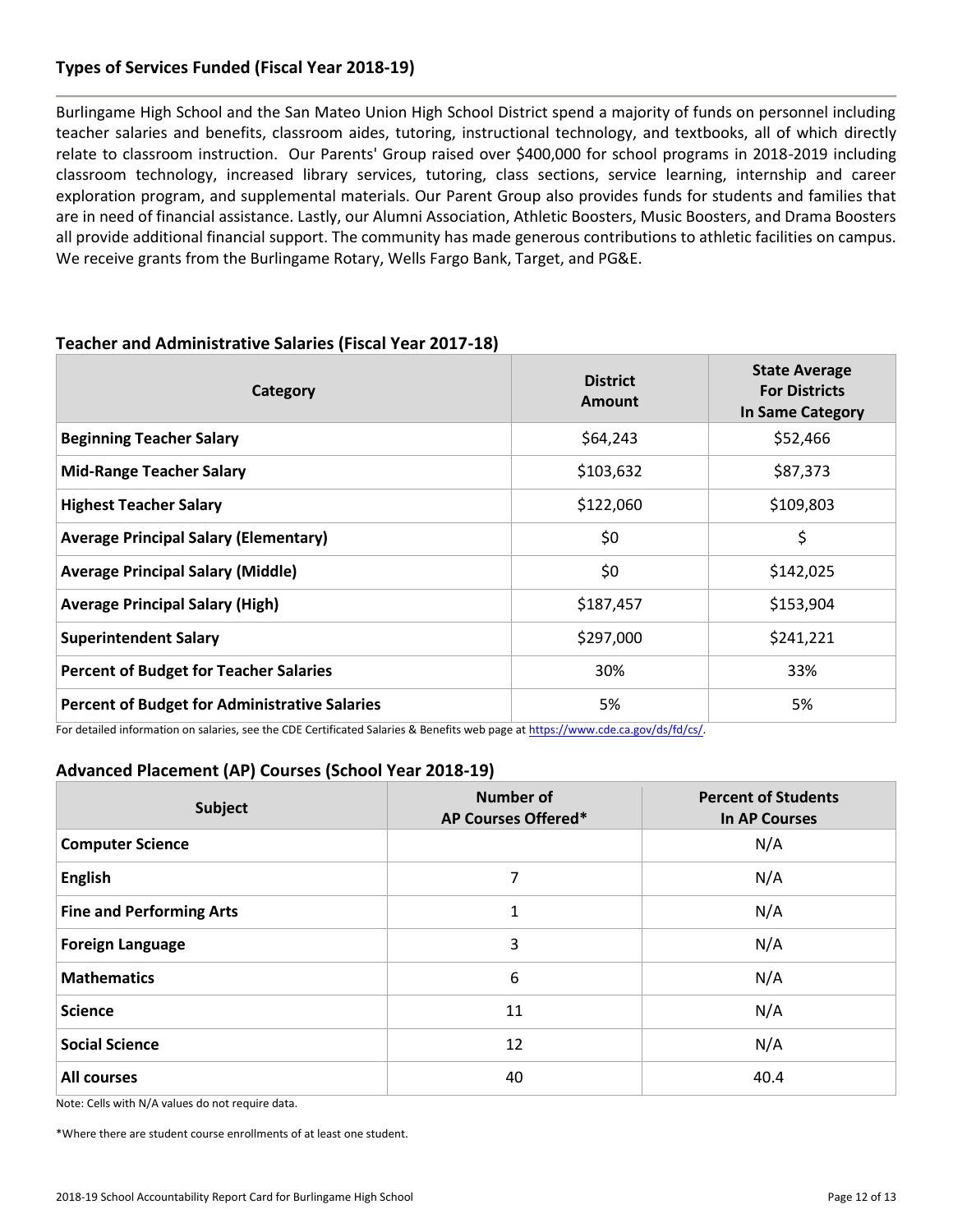## Types of Services Funded (Fiscal Year 2018-19)

Burlingame High School and the San Mateo Union High School District spend a majority of funds on personnel including teacher salaries and benefits, classroom aides, tutoring, instructional technology, and textbooks, all of which directly relate to classroom instruction. Our Parents' Group raised over $400,000 for school programs in 2018-2019 including classroom technology, increased library services, tutoring, class sections, service learning, internship and career exploration program, and supplemental materials. Our Parent Group also provides funds for students and families that are in need of financial assistance. Lastly, our Alumni Association, Athletic Boosters, Music Boosters, and Drama Boosters all provide additional financial support. The community has made generous contributions to athletic facilities on campus. We receive grants from the Burlingame Rotary, Wells Fargo Bank, Target, and PG&E.

## Teacher and Administrative Salaries (Fiscal Year 2017-18)

| Category | District Amount | State Average For Districts In Same Category |
|---|---|---|
| **Beginning Teacher Salary** | $64,243 | $52,466 |
| **Mid-Range Teacher Salary** | $103,632 | $87,373 |
| **Highest Teacher Salary** | $122,060 | $109,803 |
| **Average Principal Salary (Elementary)** | $0 | $ |
| **Average Principal Salary (Middle)** | $0 | $142,025 |
| **Average Principal Salary (High)** | $187,457 | $153,904 |
| **Superintendent Salary** | $297,000 | $241,221 |
| **Percent of Budget for Teacher Salaries** | 30% | 33% |
| **Percent of Budget for Administrative Salaries** | 5% | 5% |

For detailed information on salaries, see the CDE Certificated Salaries & Benefits web page at https://www.cde.ca.gov/ds/fd/cs/.

## Advanced Placement (AP) Courses (School Year 2018-19)

| Subject | Number of AP Courses Offered* | Percent of Students In AP Courses |
|---|---|---|
| **Computer Science** | | N/A |
| **English** | 7 | N/A |
| **Fine and Performing Arts** | 1 | N/A |
| **Foreign Language** | 3 | N/A |
| **Mathematics** | 6 | N/A |
| **Science** | 11 | N/A |
| **Social Science** | 12 | N/A |
| **All courses** | 40 | 40.4 |

Note: Cells with N/A values do not require data.

*Where there are student course enrollments of at least one student.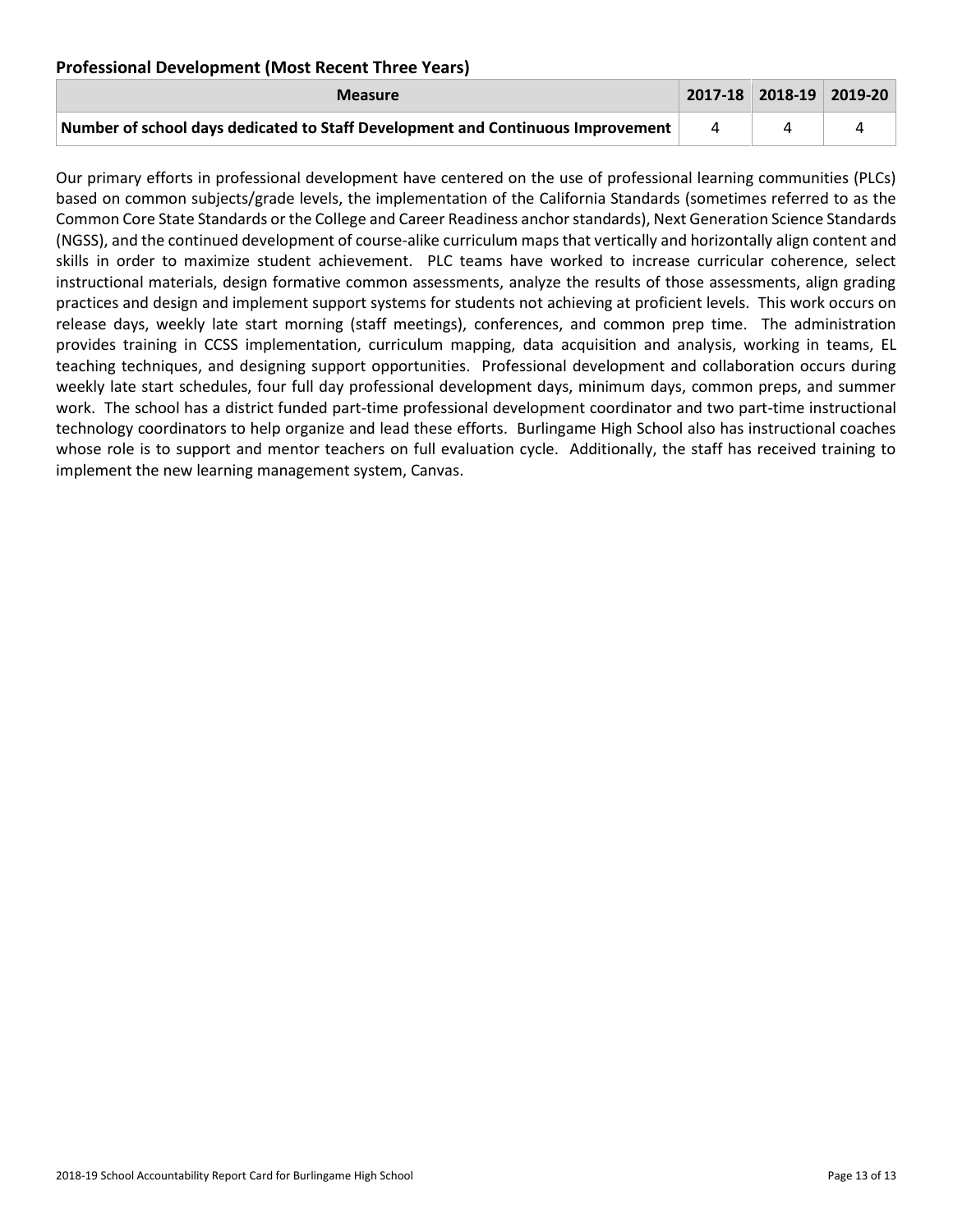**Professional Development (Most Recent Three Years)**

| Measure | 2017-18 | 2018-19 | 2019-20 |
|---|---|---|---|
| **Number of school days dedicated to Staff Development and Continuous Improvement** | 4 | 4 | 4 |

Our primary efforts in professional development have centered on the use of professional learning communities (PLCs) based on common subjects/grade levels, the implementation of the California Standards (sometimes referred to as the Common Core State Standards or the College and Career Readiness anchor standards), Next Generation Science Standards (NGSS), and the continued development of course-alike curriculum maps that vertically and horizontally align content and skills in order to maximize student achievement. PLC teams have worked to increase curricular coherence, select instructional materials, design formative common assessments, analyze the results of those assessments, align grading practices and design and implement support systems for students not achieving at proficient levels. This work occurs on release days, weekly late start morning (staff meetings), conferences, and common prep time. The administration provides training in CCSS implementation, curriculum mapping, data acquisition and analysis, working in teams, EL teaching techniques, and designing support opportunities. Professional development and collaboration occurs during weekly late start schedules, four full day professional development days, minimum days, common preps, and summer work. The school has a district funded part-time professional development coordinator and two part-time instructional technology coordinators to help organize and lead these efforts. Burlingame High School also has instructional coaches whose role is to support and mentor teachers on full evaluation cycle. Additionally, the staff has received training to implement the new learning management system, Canvas.